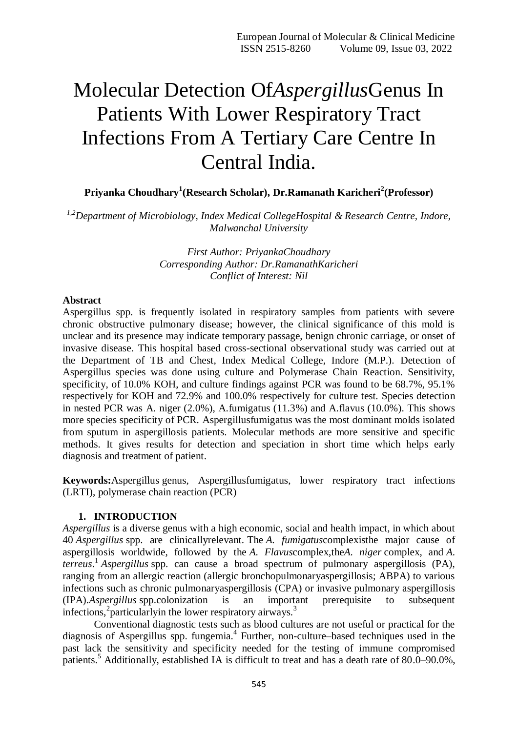# Molecular Detection Of*Aspergillus*Genus In Patients With Lower Respiratory Tract Infections From A Tertiary Care Centre In Central India.

**Priyanka Choudhary[1](Research Scholar), Dr.Ramanath Karicheri[2](Professor)**

*[1,2]Department of Microbiology, Index Medical CollegeHospital & Research Centre, Indore, Malwanchal University*

*First Author: PriyankaChoudhary*
*Corresponding Author: Dr.RamanathKaricheri*
*Conflict of Interest: Nil*

## Abstract

Aspergillus spp. is frequently isolated in respiratory samples from patients with severe chronic obstructive pulmonary disease; however, the clinical significance of this mold is unclear and its presence may indicate temporary passage, benign chronic carriage, or onset of invasive disease. This hospital based cross-sectional observational study was carried out at the Department of TB and Chest, Index Medical College, Indore (M.P.). Detection of Aspergillus species was done using culture and Polymerase Chain Reaction. Sensitivity, specificity, of 10.0% KOH, and culture findings against PCR was found to be 68.7%, 95.1% respectively for KOH and 72.9% and 100.0% respectively for culture test. Species detection in nested PCR was A. niger (2.0%), A.fumigatus (11.3%) and A.flavus (10.0%). This shows more species specificity of PCR. Aspergillusfumigatus was the most dominant molds isolated from sputum in aspergillosis patients. Molecular methods are more sensitive and specific methods. It gives results for detection and speciation in short time which helps early diagnosis and treatment of patient.

**Keywords:** Aspergillus genus, Aspergillusfumigatus, lower respiratory tract infections (LRTI), polymerase chain reaction (PCR)

## 1. INTRODUCTION

*Aspergillus* is a diverse genus with a high economic, social and health impact, in which about 40 *Aspergillus* spp. are clinicallyrelevant. The *A. fumigatus*complexisthe major cause of aspergillosis worldwide, followed by the *A. Flavus*complex,the*A. niger* complex, and *A. terreus*.[1] *Aspergillus* spp. can cause a broad spectrum of pulmonary aspergillosis (PA), ranging from an allergic reaction (allergic bronchopulmonaryaspergillosis; ABPA) to various infections such as chronic pulmonaryaspergillosis (CPA) or invasive pulmonary aspergillosis (IPA).*Aspergillus* spp.colonization is an important prerequisite to subsequent infections,[2]particularlyin the lower respiratory airways.[3]

Conventional diagnostic tests such as blood cultures are not useful or practical for the diagnosis of Aspergillus spp. fungemia.[4] Further, non-culture–based techniques used in the past lack the sensitivity and specificity needed for the testing of immune compromised patients.[5] Additionally, established IA is difficult to treat and has a death rate of 80.0–90.0%,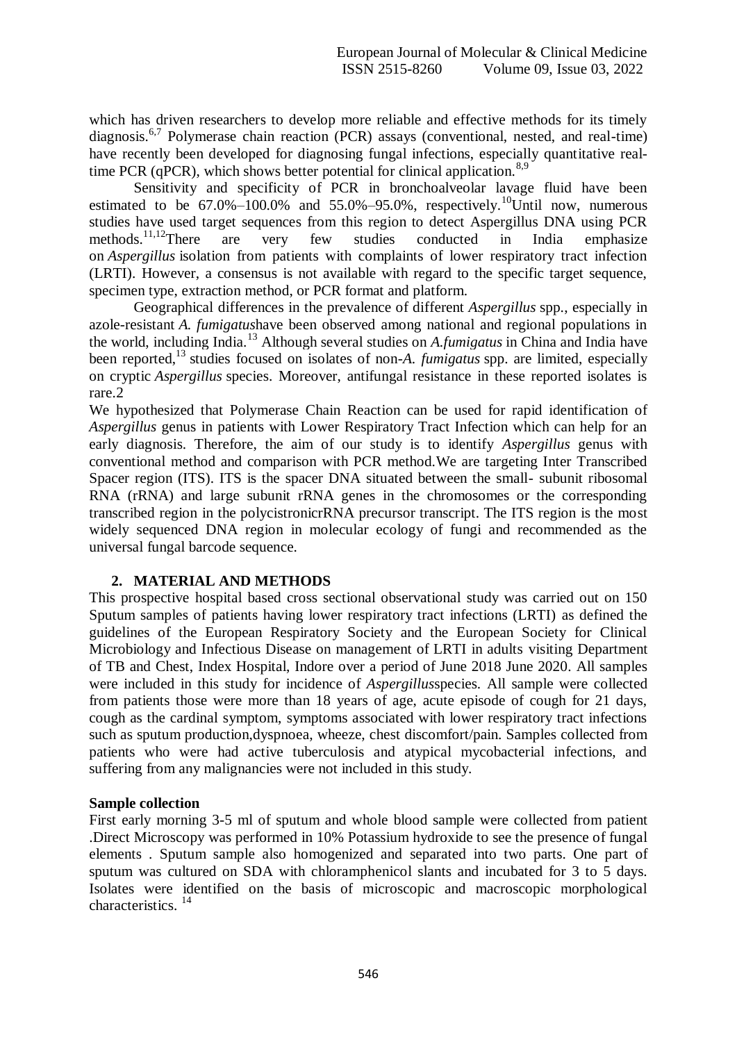which has driven researchers to develop more reliable and effective methods for its timely diagnosis.[6,7] Polymerase chain reaction (PCR) assays (conventional, nested, and real-time) have recently been developed for diagnosing fungal infections, especially quantitative real-time PCR (qPCR), which shows better potential for clinical application.[8,9]

Sensitivity and specificity of PCR in bronchoalveolar lavage fluid have been estimated to be 67.0%–100.0% and 55.0%–95.0%, respectively.[10]Until now, numerous studies have used target sequences from this region to detect Aspergillus DNA using PCR methods.[11,12]There are very few studies conducted in India emphasize on *Aspergillus* isolation from patients with complaints of lower respiratory tract infection (LRTI). However, a consensus is not available with regard to the specific target sequence, specimen type, extraction method, or PCR format and platform.

Geographical differences in the prevalence of different *Aspergillus* spp., especially in azole-resistant *A. fumigatus*have been observed among national and regional populations in the world, including India.[13] Although several studies on *A.fumigatus* in China and India have been reported,[13] studies focused on isolates of non-*A. fumigatus* spp. are limited, especially on cryptic *Aspergillus* species. Moreover, antifungal resistance in these reported isolates is rare.2

We hypothesized that Polymerase Chain Reaction can be used for rapid identification of *Aspergillus* genus in patients with Lower Respiratory Tract Infection which can help for an early diagnosis. Therefore, the aim of our study is to identify *Aspergillus* genus with conventional method and comparison with PCR method.We are targeting Inter Transcribed Spacer region (ITS). ITS is the spacer DNA situated between the small- subunit ribosomal RNA (rRNA) and large subunit rRNA genes in the chromosomes or the corresponding transcribed region in the polycistronicrRNA precursor transcript. The ITS region is the most widely sequenced DNA region in molecular ecology of fungi and recommended as the universal fungal barcode sequence.

## 2. MATERIAL AND METHODS

This prospective hospital based cross sectional observational study was carried out on 150 Sputum samples of patients having lower respiratory tract infections (LRTI) as defined the guidelines of the European Respiratory Society and the European Society for Clinical Microbiology and Infectious Disease on management of LRTI in adults visiting Department of TB and Chest, Index Hospital, Indore over a period of June 2018 June 2020. All samples were included in this study for incidence of *Aspergillus*species. All sample were collected from patients those were more than 18 years of age, acute episode of cough for 21 days, cough as the cardinal symptom, symptoms associated with lower respiratory tract infections such as sputum production,dyspnoea, wheeze, chest discomfort/pain. Samples collected from patients who were had active tuberculosis and atypical mycobacterial infections, and suffering from any malignancies were not included in this study.

### Sample collection

First early morning 3-5 ml of sputum and whole blood sample were collected from patient .Direct Microscopy was performed in 10% Potassium hydroxide to see the presence of fungal elements . Sputum sample also homogenized and separated into two parts. One part of sputum was cultured on SDA with chloramphenicol slants and incubated for 3 to 5 days. Isolates were identified on the basis of microscopic and macroscopic morphological characteristics. [14]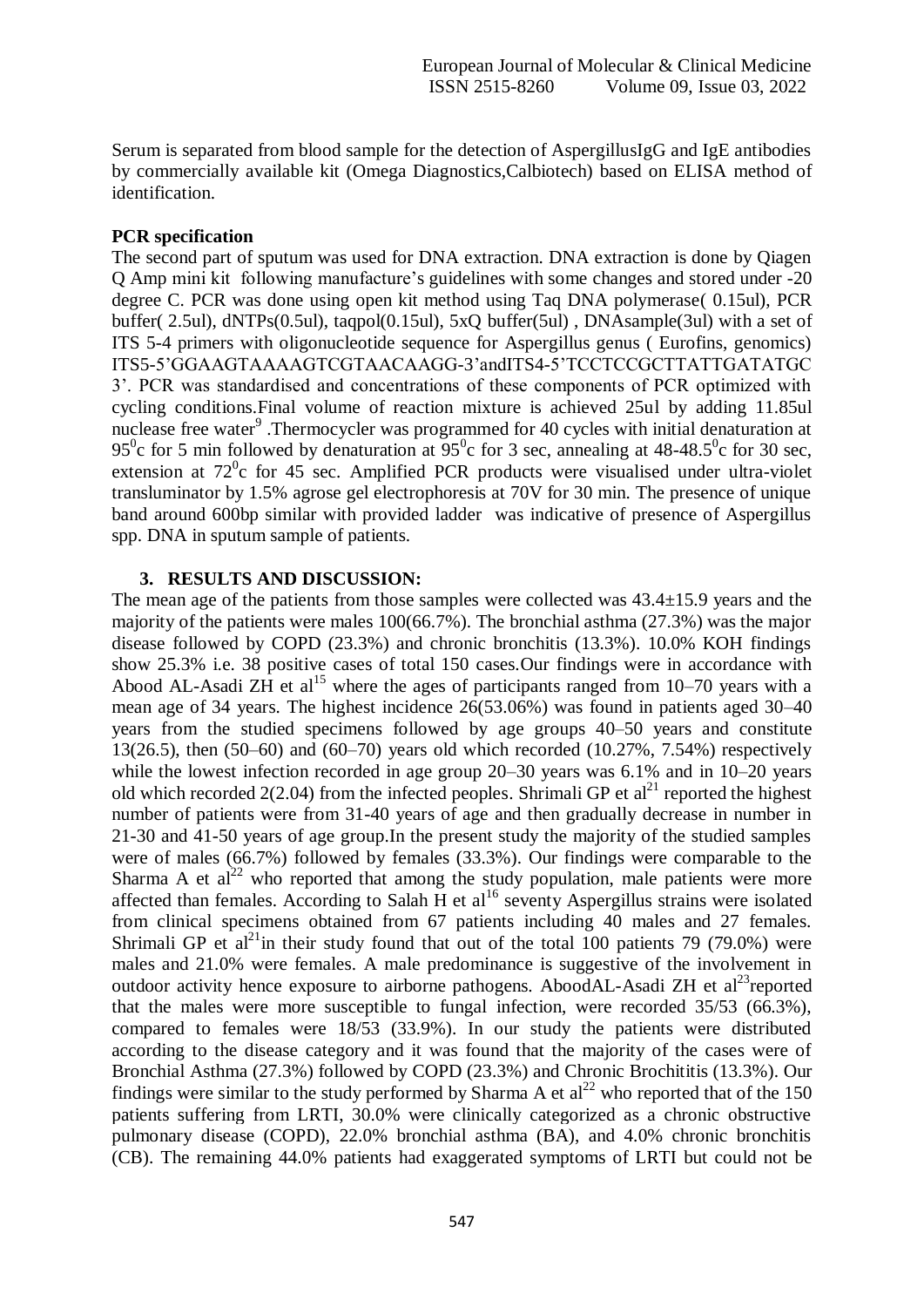Serum is separated from blood sample for the detection of AspergillusIgG and IgE antibodies by commercially available kit (Omega Diagnostics,Calbiotech) based on ELISA method of identification.

**PCR specification**

The second part of sputum was used for DNA extraction. DNA extraction is done by Qiagen Q Amp mini kit following manufacture's guidelines with some changes and stored under -20 degree C. PCR was done using open kit method using Taq DNA polymerase( 0.15ul), PCR buffer( 2.5ul), dNTPs(0.5ul), taqpol(0.15ul), 5xQ buffer(5ul) , DNAsample(3ul) with a set of ITS 5-4 primers with oligonucleotide sequence for Aspergillus genus ( Eurofins, genomics) ITS5-5'GGAAGTAAAAGTCGTAACAAGG-3'andITS4-5'TCCTCCGCTTATTGATATGC 3'. PCR was standardised and concentrations of these components of PCR optimized with cycling conditions.Final volume of reaction mixture is achieved 25ul by adding 11.85ul nuclease free water[9] .Thermocycler was programmed for 40 cycles with initial denaturation at $95^0$c for 5 min followed by denaturation at $95^0$c for 3 sec, annealing at 48-48.$5^0$c for 30 sec, extension at $72^0$c for 45 sec. Amplified PCR products were visualised under ultra-violet transluminator by 1.5% agrose gel electrophoresis at 70V for 30 min. The presence of unique band around 600bp similar with provided ladder was indicative of presence of Aspergillus spp. DNA in sputum sample of patients.

## 3. RESULTS AND DISCUSSION:

The mean age of the patients from those samples were collected was 43.4±15.9 years and the majority of the patients were males 100(66.7%). The bronchial asthma (27.3%) was the major disease followed by COPD (23.3%) and chronic bronchitis (13.3%). 10.0% KOH findings show 25.3% i.e. 38 positive cases of total 150 cases.Our findings were in accordance with Abood AL-Asadi ZH et al[15] where the ages of participants ranged from 10–70 years with a mean age of 34 years. The highest incidence 26(53.06%) was found in patients aged 30–40 years from the studied specimens followed by age groups 40–50 years and constitute 13(26.5), then (50–60) and (60–70) years old which recorded (10.27%, 7.54%) respectively while the lowest infection recorded in age group 20–30 years was 6.1% and in 10–20 years old which recorded 2(2.04) from the infected peoples. Shrimali GP et al[21] reported the highest number of patients were from 31-40 years of age and then gradually decrease in number in 21-30 and 41-50 years of age group.In the present study the majority of the studied samples were of males (66.7%) followed by females (33.3%). Our findings were comparable to the Sharma A et al[22] who reported that among the study population, male patients were more affected than females. According to Salah H et al[16] seventy Aspergillus strains were isolated from clinical specimens obtained from 67 patients including 40 males and 27 females. Shrimali GP et al[21]in their study found that out of the total 100 patients 79 (79.0%) were males and 21.0% were females. A male predominance is suggestive of the involvement in outdoor activity hence exposure to airborne pathogens. AboodAL-Asadi ZH et al[23]reported that the males were more susceptible to fungal infection, were recorded 35/53 (66.3%), compared to females were 18/53 (33.9%). In our study the patients were distributed according to the disease category and it was found that the majority of the cases were of Bronchial Asthma (27.3%) followed by COPD (23.3%) and Chronic Brochititis (13.3%). Our findings were similar to the study performed by Sharma A et al[22] who reported that of the 150 patients suffering from LRTI, 30.0% were clinically categorized as a chronic obstructive pulmonary disease (COPD), 22.0% bronchial asthma (BA), and 4.0% chronic bronchitis (CB). The remaining 44.0% patients had exaggerated symptoms of LRTI but could not be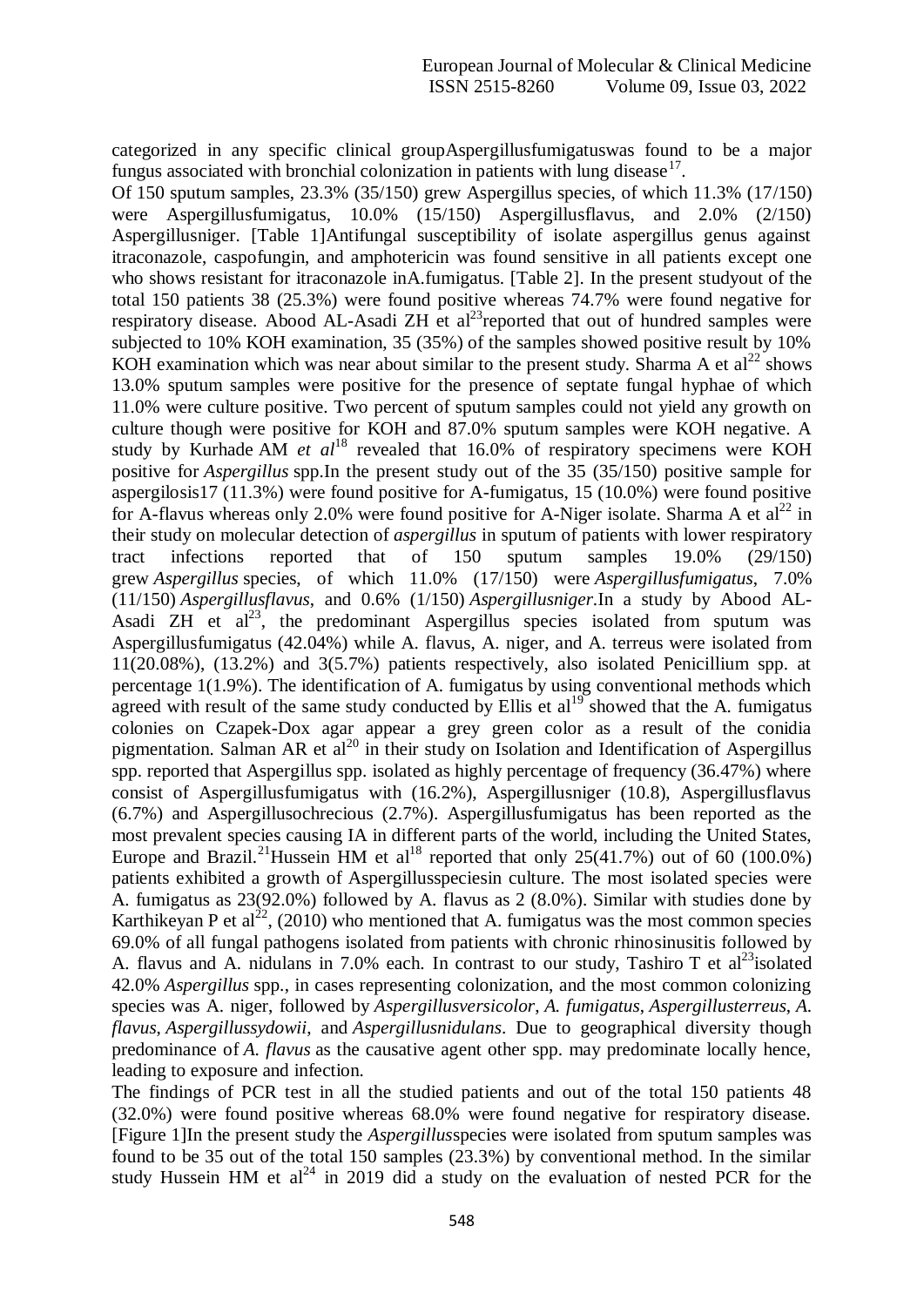categorized in any specific clinical groupAspergillusfumigatuswas found to be a major fungus associated with bronchial colonization in patients with lung disease[17].

Of 150 sputum samples, 23.3% (35/150) grew Aspergillus species, of which 11.3% (17/150) were Aspergillusfumigatus, 10.0% (15/150) Aspergillusflavus, and 2.0% (2/150) Aspergillusniger. [Table 1]Antifungal susceptibility of isolate aspergillus genus against itraconazole, caspofungin, and amphotericin was found sensitive in all patients except one who shows resistant for itraconazole inA.fumigatus. [Table 2]. In the present studyout of the total 150 patients 38 (25.3%) were found positive whereas 74.7% were found negative for respiratory disease. Abood AL-Asadi ZH et al[23]reported that out of hundred samples were subjected to 10% KOH examination, 35 (35%) of the samples showed positive result by 10% KOH examination which was near about similar to the present study. Sharma A et al[22] shows 13.0% sputum samples were positive for the presence of septate fungal hyphae of which 11.0% were culture positive. Two percent of sputum samples could not yield any growth on culture though were positive for KOH and 87.0% sputum samples were KOH negative. A study by Kurhade AM *et al*[18] revealed that 16.0% of respiratory specimens were KOH positive for *Aspergillus* spp.In the present study out of the 35 (35/150) positive sample for aspergilosis17 (11.3%) were found positive for A-fumigatus, 15 (10.0%) were found positive for A-flavus whereas only 2.0% were found positive for A-Niger isolate. Sharma A et al[22] in their study on molecular detection of *aspergillus* in sputum of patients with lower respiratory tract infections reported that of 150 sputum samples 19.0% (29/150) grew *Aspergillus* species, of which 11.0% (17/150) were *Aspergillusfumigatus*, 7.0% (11/150) *Aspergillusflavus*, and 0.6% (1/150) *Aspergillusniger*.In a study by Abood AL-Asadi ZH et al[23], the predominant Aspergillus species isolated from sputum was Aspergillusfumigatus (42.04%) while A. flavus, A. niger, and A. terreus were isolated from 11(20.08%), (13.2%) and 3(5.7%) patients respectively, also isolated Penicillium spp. at percentage 1(1.9%). The identification of A. fumigatus by using conventional methods which agreed with result of the same study conducted by Ellis et al[19] showed that the A. fumigatus colonies on Czapek-Dox agar appear a grey green color as a result of the conidia pigmentation. Salman AR et al[20] in their study on Isolation and Identification of Aspergillus spp. reported that Aspergillus spp. isolated as highly percentage of frequency (36.47%) where consist of Aspergillusfumigatus with (16.2%), Aspergillusniger (10.8), Aspergillusflavus (6.7%) and Aspergillusochrecious (2.7%). Aspergillusfumigatus has been reported as the most prevalent species causing IA in different parts of the world, including the United States, Europe and Brazil.[21]Hussein HM et al[18] reported that only 25(41.7%) out of 60 (100.0%) patients exhibited a growth of Aspergillusspeciesin culture. The most isolated species were A. fumigatus as 23(92.0%) followed by A. flavus as 2 (8.0%). Similar with studies done by Karthikeyan P et al[22], (2010) who mentioned that A. fumigatus was the most common species 69.0% of all fungal pathogens isolated from patients with chronic rhinosinusitis followed by A. flavus and A. nidulans in 7.0% each. In contrast to our study, Tashiro T et al[23]isolated 42.0% *Aspergillus* spp., in cases representing colonization, and the most common colonizing species was A. niger, followed by *Aspergillusversicolor*, *A. fumigatus*, *Aspergillusterreus*, *A. flavus*, *Aspergillussydowii*, and *Aspergillusnidulans*. Due to geographical diversity though predominance of *A. flavus* as the causative agent other spp. may predominate locally hence, leading to exposure and infection.

The findings of PCR test in all the studied patients and out of the total 150 patients 48 (32.0%) were found positive whereas 68.0% were found negative for respiratory disease. [Figure 1]In the present study the *Aspergillus*species were isolated from sputum samples was found to be 35 out of the total 150 samples (23.3%) by conventional method. In the similar study Hussein HM et al[24] in 2019 did a study on the evaluation of nested PCR for the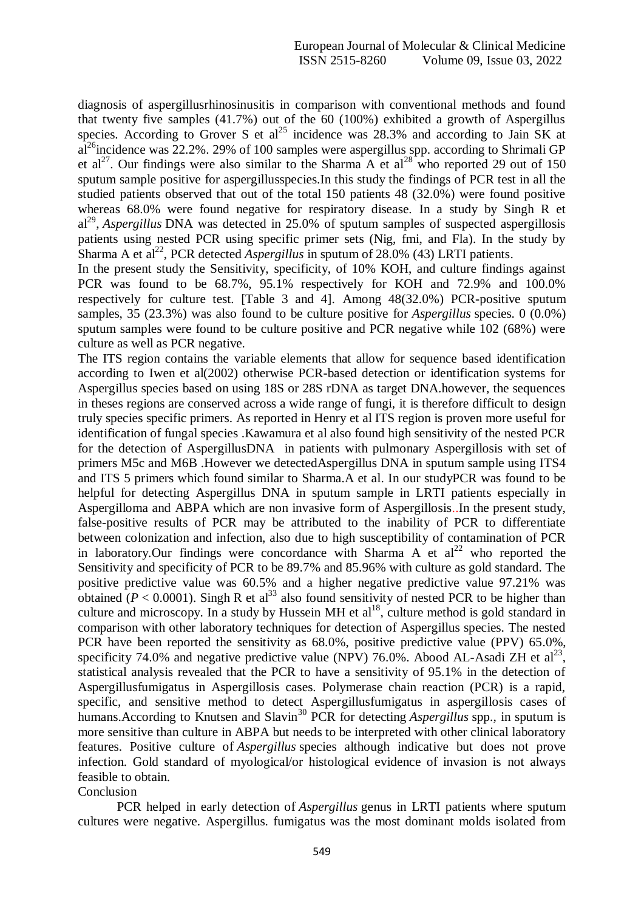diagnosis of aspergillusrhinosinusitis in comparison with conventional methods and found that twenty five samples (41.7%) out of the 60 (100%) exhibited a growth of Aspergillus species. According to Grover S et al[25] incidence was 28.3% and according to Jain SK at al[26]incidence was 22.2%. 29% of 100 samples were aspergillus spp. according to Shrimali GP et al[27]. Our findings were also similar to the Sharma A et al[28] who reported 29 out of 150 sputum sample positive for aspergillusspecies.In this study the findings of PCR test in all the studied patients observed that out of the total 150 patients 48 (32.0%) were found positive whereas 68.0% were found negative for respiratory disease. In a study by Singh R et al[29], *Aspergillus* DNA was detected in 25.0% of sputum samples of suspected aspergillosis patients using nested PCR using specific primer sets (Nig, fmi, and Fla). In the study by Sharma A et al[22], PCR detected *Aspergillus* in sputum of 28.0% (43) LRTI patients.

In the present study the Sensitivity, specificity, of 10% KOH, and culture findings against PCR was found to be 68.7%, 95.1% respectively for KOH and 72.9% and 100.0% respectively for culture test. [Table 3 and 4]. Among 48(32.0%) PCR-positive sputum samples, 35 (23.3%) was also found to be culture positive for *Aspergillus* species. 0 (0.0%) sputum samples were found to be culture positive and PCR negative while 102 (68%) were culture as well as PCR negative.

The ITS region contains the variable elements that allow for sequence based identification according to Iwen et al(2002) otherwise PCR-based detection or identification systems for Aspergillus species based on using 18S or 28S rDNA as target DNA.however, the sequences in theses regions are conserved across a wide range of fungi, it is therefore difficult to design truly species specific primers. As reported in Henry et al ITS region is proven more useful for identification of fungal species .Kawamura et al also found high sensitivity of the nested PCR for the detection of AspergillusDNA in patients with pulmonary Aspergillosis with set of primers M5c and M6B .However we detectedAspergillus DNA in sputum sample using ITS4 and ITS 5 primers which found similar to Sharma.A et al. In our studyPCR was found to be helpful for detecting Aspergillus DNA in sputum sample in LRTI patients especially in Aspergilloma and ABPA which are non invasive form of Aspergillosis..In the present study, false-positive results of PCR may be attributed to the inability of PCR to differentiate between colonization and infection, also due to high susceptibility of contamination of PCR in laboratory.Our findings were concordance with Sharma A et al[22] who reported the Sensitivity and specificity of PCR to be 89.7% and 85.96% with culture as gold standard. The positive predictive value was 60.5% and a higher negative predictive value 97.21% was obtained ($P < 0.0001$). Singh R et al[33] also found sensitivity of nested PCR to be higher than culture and microscopy. In a study by Hussein MH et al[18], culture method is gold standard in comparison with other laboratory techniques for detection of Aspergillus species. The nested PCR have been reported the sensitivity as 68.0%, positive predictive value (PPV) 65.0%, specificity 74.0% and negative predictive value (NPV) 76.0%. Abood AL-Asadi ZH et al[23], statistical analysis revealed that the PCR to have a sensitivity of 95.1% in the detection of Aspergillusfumigatus in Aspergillosis cases. Polymerase chain reaction (PCR) is a rapid, specific, and sensitive method to detect Aspergillusfumigatus in aspergillosis cases of humans.According to Knutsen and Slavin[30] PCR for detecting *Aspergillus* spp., in sputum is more sensitive than culture in ABPA but needs to be interpreted with other clinical laboratory features. Positive culture of *Aspergillus* species although indicative but does not prove infection. Gold standard of myological/or histological evidence of invasion is not always feasible to obtain.

## Conclusion

PCR helped in early detection of *Aspergillus* genus in LRTI patients where sputum cultures were negative. Aspergillus. fumigatus was the most dominant molds isolated from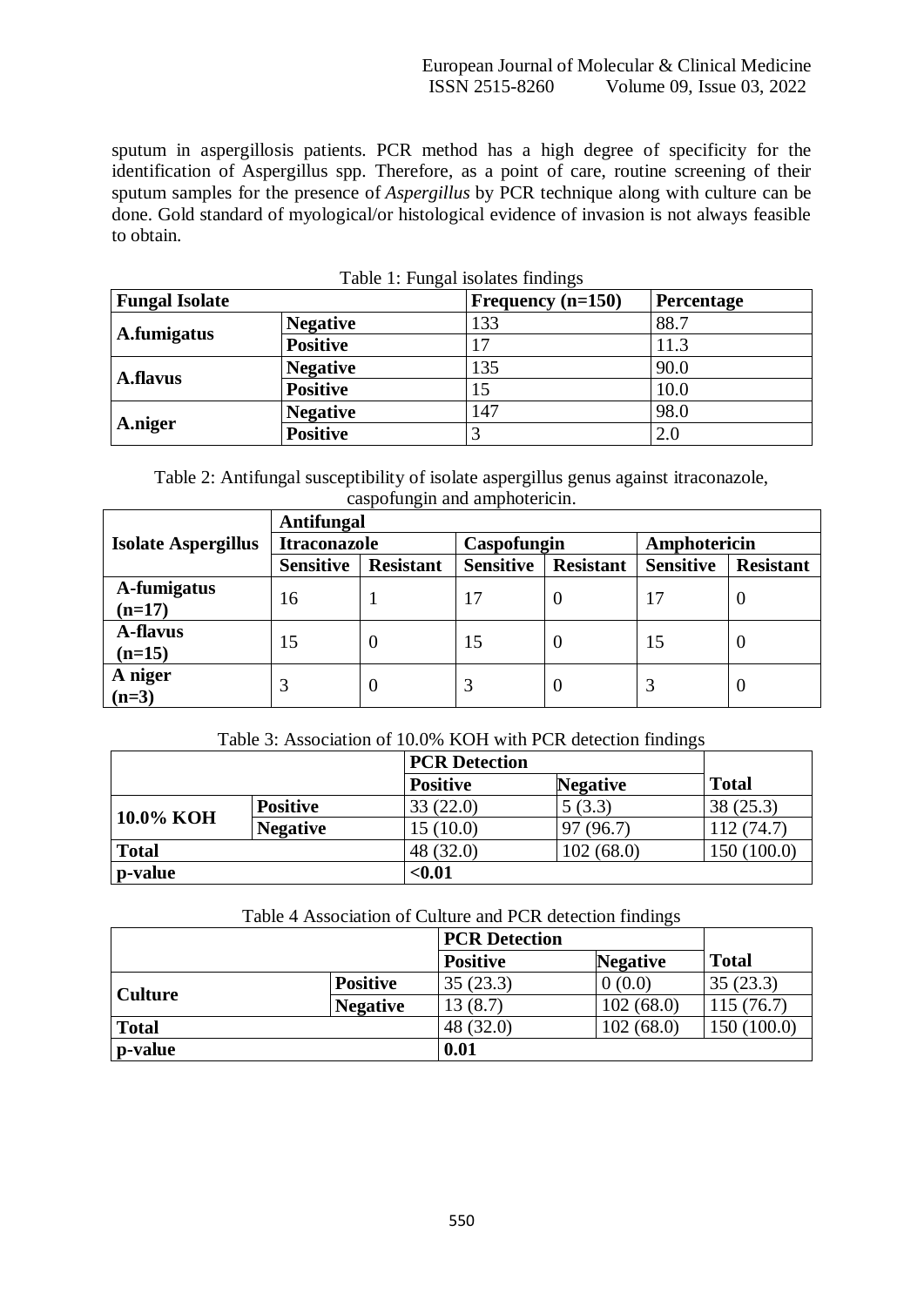sputum in aspergillosis patients. PCR method has a high degree of specificity for the identification of Aspergillus spp. Therefore, as a point of care, routine screening of their sputum samples for the presence of *Aspergillus* by PCR technique along with culture can be done. Gold standard of myological/or histological evidence of invasion is not always feasible to obtain.

Table 1: Fungal isolates findings

| **Fungal Isolate** | | **Frequency (n=150)** | **Percentage** |
|---|---|---|---|
| **A.fumigatus** | **Negative** | 133 | 88.7 |
| | **Positive** | 17 | 11.3 |
| **A.flavus** | **Negative** | 135 | 90.0 |
| | **Positive** | 15 | 10.0 |
| **A.niger** | **Negative** | 147 | 98.0 |
| | **Positive** | 3 | 2.0 |

Table 2: Antifungal susceptibility of isolate aspergillus genus against itraconazole, caspofungin and amphotericin.

| **Isolate Aspergillus** | **Antifungal** | | | | | |
|---|---|---|---|---|---|---|
| | **Itraconazole** | | **Caspofungin** | | **Amphotericin** | |
| | **Sensitive** | **Resistant** | **Sensitive** | **Resistant** | **Sensitive** | **Resistant** |
| **A-fumigatus (n=17)** | 16 | 1 | 17 | 0 | 17 | 0 |
| **A-flavus (n=15)** | 15 | 0 | 15 | 0 | 15 | 0 |
| **A niger (n=3)** | 3 | 0 | 3 | 0 | 3 | 0 |

Table 3: Association of 10.0% KOH with PCR detection findings

| | | **PCR Detection** | | **Total** |
|---|---|---|---|---|
| | | **Positive** | **Negative** | |
| **10.0% KOH** | **Positive** | 33 (22.0) | 5 (3.3) | 38 (25.3) |
| | **Negative** | 15 (10.0) | 97 (96.7) | 112 (74.7) |
| **Total** | | 48 (32.0) | 102 (68.0) | 150 (100.0) |
| **p-value** | | **<0.01** | | |

Table 4 Association of Culture and PCR detection findings

| | | **PCR Detection** | | **Total** |
|---|---|---|---|---|
| | | **Positive** | **Negative** | |
| **Culture** | **Positive** | 35 (23.3) | 0 (0.0) | 35 (23.3) |
| | **Negative** | 13 (8.7) | 102 (68.0) | 115 (76.7) |
| **Total** | | 48 (32.0) | 102 (68.0) | 150 (100.0) |
| **p-value** | | **0.01** | | |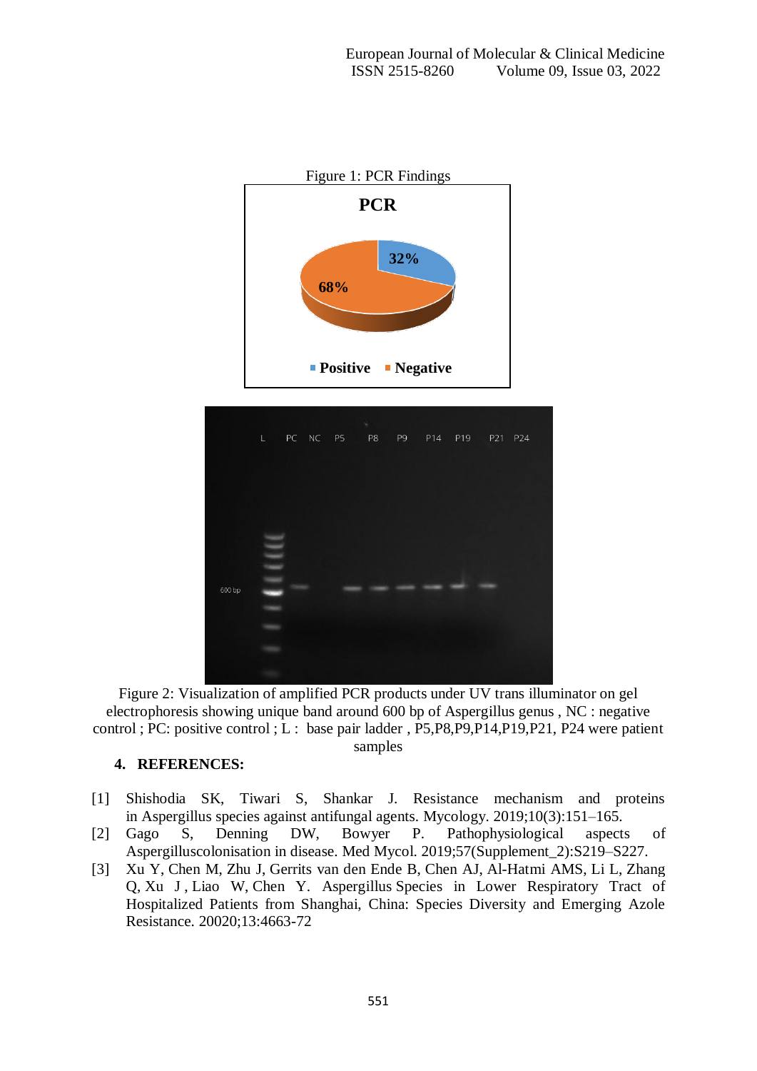Figure 1: PCR Findings

Figure 2: Visualization of amplified PCR products under UV trans illuminator on gel electrophoresis showing unique band around 600 bp of Aspergillus genus , NC : negative control ; PC: positive control ; L : base pair ladder , P5,P8,P9,P14,P19,P21, P24 were patient samples

## 4. REFERENCES:

[1] Shishodia SK, Tiwari S, Shankar J. Resistance mechanism and proteins in Aspergillus species against antifungal agents. Mycology. 2019;10(3):151–165.

[2] Gago S, Denning DW, Bowyer P. Pathophysiological aspects of Aspergilluscolonisation in disease. Med Mycol. 2019;57(Supplement_2):S219–S227.

[3] Xu Y, Chen M, Zhu J, Gerrits van den Ende B, Chen AJ, Al-Hatmi AMS, Li L, Zhang Q, Xu J , Liao W, Chen Y. Aspergillus Species in Lower Respiratory Tract of Hospitalized Patients from Shanghai, China: Species Diversity and Emerging Azole Resistance. 20020;13:4663-72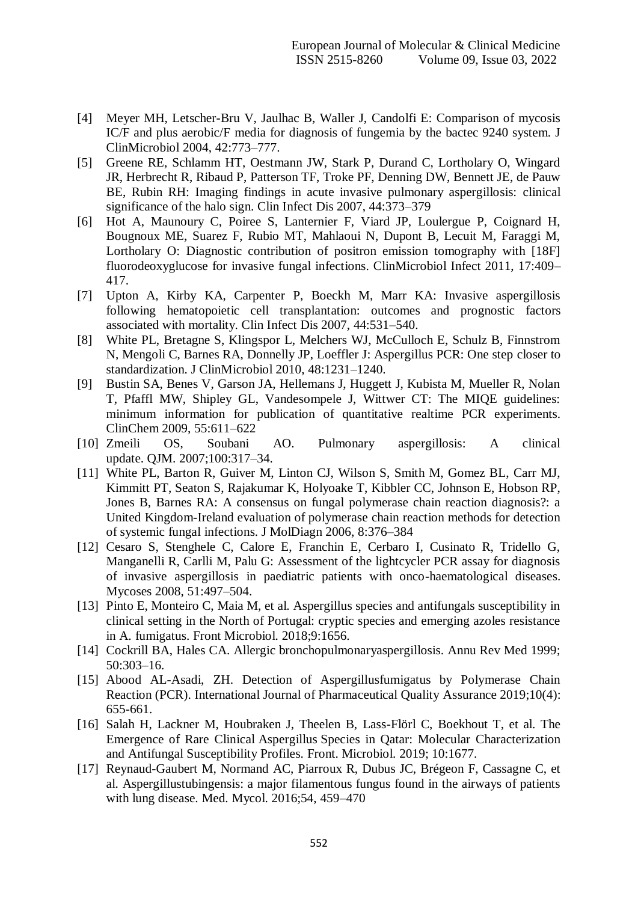- [4] Meyer MH, Letscher-Bru V, Jaulhac B, Waller J, Candolfi E: Comparison of mycosis IC/F and plus aerobic/F media for diagnosis of fungemia by the bactec 9240 system. J ClinMicrobiol 2004, 42:773–777.
- [5] Greene RE, Schlamm HT, Oestmann JW, Stark P, Durand C, Lortholary O, Wingard JR, Herbrecht R, Ribaud P, Patterson TF, Troke PF, Denning DW, Bennett JE, de Pauw BE, Rubin RH: Imaging findings in acute invasive pulmonary aspergillosis: clinical significance of the halo sign. Clin Infect Dis 2007, 44:373–379
- [6] Hot A, Maunoury C, Poiree S, Lanternier F, Viard JP, Loulergue P, Coignard H, Bougnoux ME, Suarez F, Rubio MT, Mahlaoui N, Dupont B, Lecuit M, Faraggi M, Lortholary O: Diagnostic contribution of positron emission tomography with [18F] fluorodeoxyglucose for invasive fungal infections. ClinMicrobiol Infect 2011, 17:409–417.
- [7] Upton A, Kirby KA, Carpenter P, Boeckh M, Marr KA: Invasive aspergillosis following hematopoietic cell transplantation: outcomes and prognostic factors associated with mortality. Clin Infect Dis 2007, 44:531–540.
- [8] White PL, Bretagne S, Klingspor L, Melchers WJ, McCulloch E, Schulz B, Finnstrom N, Mengoli C, Barnes RA, Donnelly JP, Loeffler J: Aspergillus PCR: One step closer to standardization. J ClinMicrobiol 2010, 48:1231–1240.
- [9] Bustin SA, Benes V, Garson JA, Hellemans J, Huggett J, Kubista M, Mueller R, Nolan T, Pfaffl MW, Shipley GL, Vandesompele J, Wittwer CT: The MIQE guidelines: minimum information for publication of quantitative realtime PCR experiments. ClinChem 2009, 55:611–622
- [10] Zmeili OS, Soubani AO. Pulmonary aspergillosis: A clinical update. QJM. 2007;100:317–34.
- [11] White PL, Barton R, Guiver M, Linton CJ, Wilson S, Smith M, Gomez BL, Carr MJ, Kimmitt PT, Seaton S, Rajakumar K, Holyoake T, Kibbler CC, Johnson E, Hobson RP, Jones B, Barnes RA: A consensus on fungal polymerase chain reaction diagnosis?: a United Kingdom-Ireland evaluation of polymerase chain reaction methods for detection of systemic fungal infections. J MolDiagn 2006, 8:376–384
- [12] Cesaro S, Stenghele C, Calore E, Franchin E, Cerbaro I, Cusinato R, Tridello G, Manganelli R, Carlli M, Palu G: Assessment of the lightcycler PCR assay for diagnosis of invasive aspergillosis in paediatric patients with onco-haematological diseases. Mycoses 2008, 51:497–504.
- [13] Pinto E, Monteiro C, Maia M, et al. Aspergillus species and antifungals susceptibility in clinical setting in the North of Portugal: cryptic species and emerging azoles resistance in A. fumigatus. Front Microbiol. 2018;9:1656.
- [14] Cockrill BA, Hales CA. Allergic bronchopulmonaryaspergillosis. Annu Rev Med 1999; 50:303–16.
- [15] Abood AL-Asadi, ZH. Detection of Aspergillusfumigatus by Polymerase Chain Reaction (PCR). International Journal of Pharmaceutical Quality Assurance 2019;10(4): 655-661.
- [16] Salah H, Lackner M, Houbraken J, Theelen B, Lass-Flörl C, Boekhout T, et al. The Emergence of Rare Clinical Aspergillus Species in Qatar: Molecular Characterization and Antifungal Susceptibility Profiles. Front. Microbiol. 2019; 10:1677.
- [17] Reynaud-Gaubert M, Normand AC, Piarroux R, Dubus JC, Brégeon F, Cassagne C, et al. Aspergillustubingensis: a major filamentous fungus found in the airways of patients with lung disease. Med. Mycol. 2016;54, 459–470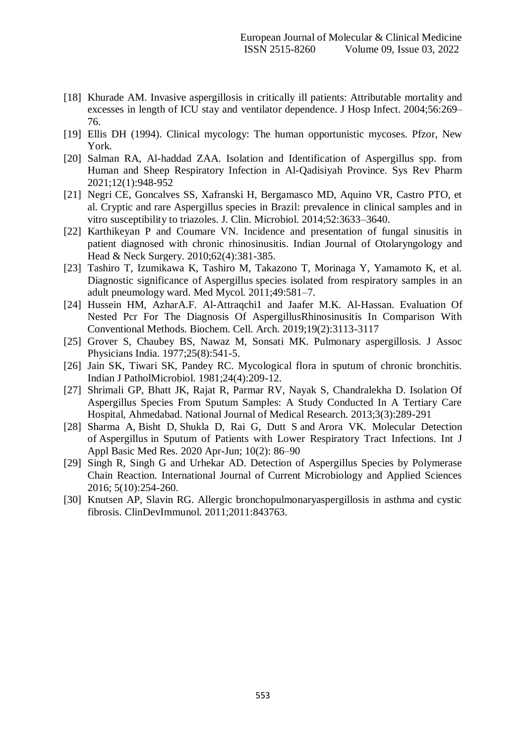[18] Khurade AM. Invasive aspergillosis in critically ill patients: Attributable mortality and excesses in length of ICU stay and ventilator dependence. J Hosp Infect. 2004;56:269–76.

[19] Ellis DH (1994). Clinical mycology: The human opportunistic mycoses. Pfzor, New York.

[20] Salman RA, Al-haddad ZAA. Isolation and Identification of Aspergillus spp. from Human and Sheep Respiratory Infection in Al-Qadisiyah Province. Sys Rev Pharm 2021;12(1):948-952

[21] Negri CE, Goncalves SS, Xafranski H, Bergamasco MD, Aquino VR, Castro PTO, et al. Cryptic and rare Aspergillus species in Brazil: prevalence in clinical samples and in vitro susceptibility to triazoles. J. Clin. Microbiol. 2014;52:3633–3640.

[22] Karthikeyan P and Coumare VN. Incidence and presentation of fungal sinusitis in patient diagnosed with chronic rhinosinusitis. Indian Journal of Otolaryngology and Head & Neck Surgery. 2010;62(4):381-385.

[23] Tashiro T, Izumikawa K, Tashiro M, Takazono T, Morinaga Y, Yamamoto K, et al. Diagnostic significance of Aspergillus species isolated from respiratory samples in an adult pneumology ward. Med Mycol. 2011;49:581–7.

[24] Hussein HM, AzharA.F. Al-Attraqchi1 and Jaafer M.K. Al-Hassan. Evaluation Of Nested Pcr For The Diagnosis Of AspergillusRhinosinusitis In Comparison With Conventional Methods. Biochem. Cell. Arch. 2019;19(2):3113-3117

[25] Grover S, Chaubey BS, Nawaz M, Sonsati MK. Pulmonary aspergillosis. J Assoc Physicians India. 1977;25(8):541-5.

[26] Jain SK, Tiwari SK, Pandey RC. Mycological flora in sputum of chronic bronchitis. Indian J PatholMicrobiol. 1981;24(4):209-12.

[27] Shrimali GP, Bhatt JK, Rajat R, Parmar RV, Nayak S, Chandralekha D. Isolation Of Aspergillus Species From Sputum Samples: A Study Conducted In A Tertiary Care Hospital, Ahmedabad. National Journal of Medical Research. 2013;3(3):289-291

[28] Sharma A, Bisht D, Shukla D, Rai G, Dutt S and Arora VK. Molecular Detection of Aspergillus in Sputum of Patients with Lower Respiratory Tract Infections. Int J Appl Basic Med Res. 2020 Apr-Jun; 10(2): 86–90

[29] Singh R, Singh G and Urhekar AD. Detection of Aspergillus Species by Polymerase Chain Reaction. International Journal of Current Microbiology and Applied Sciences 2016; 5(10):254-260.

[30] Knutsen AP, Slavin RG. Allergic bronchopulmonaryaspergillosis in asthma and cystic fibrosis. ClinDevImmunol. 2011;2011:843763.